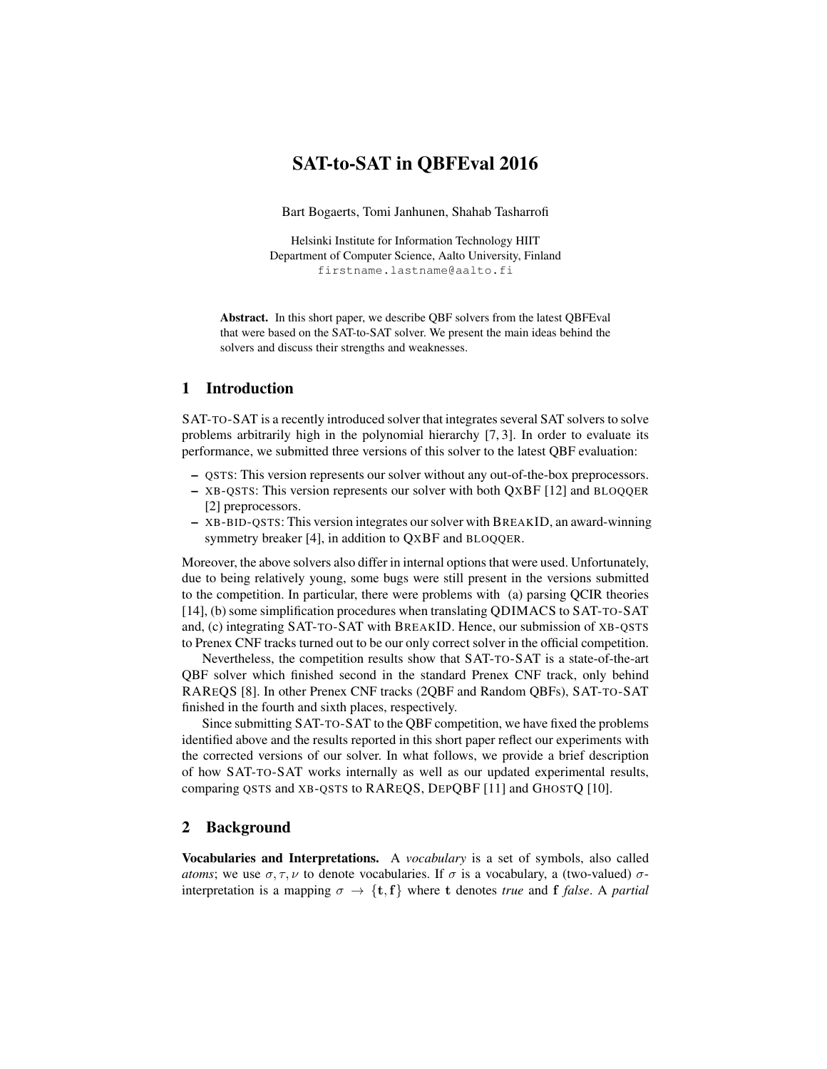# SAT-to-SAT in QBFEval 2016

Bart Bogaerts, Tomi Janhunen, Shahab Tasharrofi

Helsinki Institute for Information Technology HIIT
Department of Computer Science, Aalto University, Finland
firstname.lastname@aalto.fi

**Abstract.** In this short paper, we describe QBF solvers from the latest QBFEval that were based on the SAT-to-SAT solver. We present the main ideas behind the solvers and discuss their strengths and weaknesses.

## 1 Introduction

SAT-TO-SAT is a recently introduced solver that integrates several SAT solvers to solve problems arbitrarily high in the polynomial hierarchy [7, 3]. In order to evaluate its performance, we submitted three versions of this solver to the latest QBF evaluation:

- QSTS: This version represents our solver without any out-of-the-box preprocessors.
- XB-QSTS: This version represents our solver with both QXBF [12] and BLOQQER [2] preprocessors.
- XB-BID-QSTS: This version integrates our solver with BREAKID, an award-winning symmetry breaker [4], in addition to QXBF and BLOQQER.

Moreover, the above solvers also differ in internal options that were used. Unfortunately, due to being relatively young, some bugs were still present in the versions submitted to the competition. In particular, there were problems with (a) parsing QCIR theories [14], (b) some simplification procedures when translating QDIMACS to SAT-TO-SAT and, (c) integrating SAT-TO-SAT with BREAKID. Hence, our submission of XB-QSTS to Prenex CNF tracks turned out to be our only correct solver in the official competition.

Nevertheless, the competition results show that SAT-TO-SAT is a state-of-the-art QBF solver which finished second in the standard Prenex CNF track, only behind RAREQS [8]. In other Prenex CNF tracks (2QBF and Random QBFs), SAT-TO-SAT finished in the fourth and sixth places, respectively.

Since submitting SAT-TO-SAT to the QBF competition, we have fixed the problems identified above and the results reported in this short paper reflect our experiments with the corrected versions of our solver. In what follows, we provide a brief description of how SAT-TO-SAT works internally as well as our updated experimental results, comparing QSTS and XB-QSTS to RAREQS, DEPQBF [11] and GHOSTQ [10].

## 2 Background

**Vocabularies and Interpretations.** A *vocabulary* is a set of symbols, also called *atoms*; we use $\sigma, \tau, \nu$ to denote vocabularies. If $\sigma$ is a vocabulary, a (two-valued) $\sigma$-interpretation is a mapping $\sigma \to \{\mathbf{t}, \mathbf{f}\}$ where $\mathbf{t}$ denotes *true* and $\mathbf{f}$ *false*. A *partial*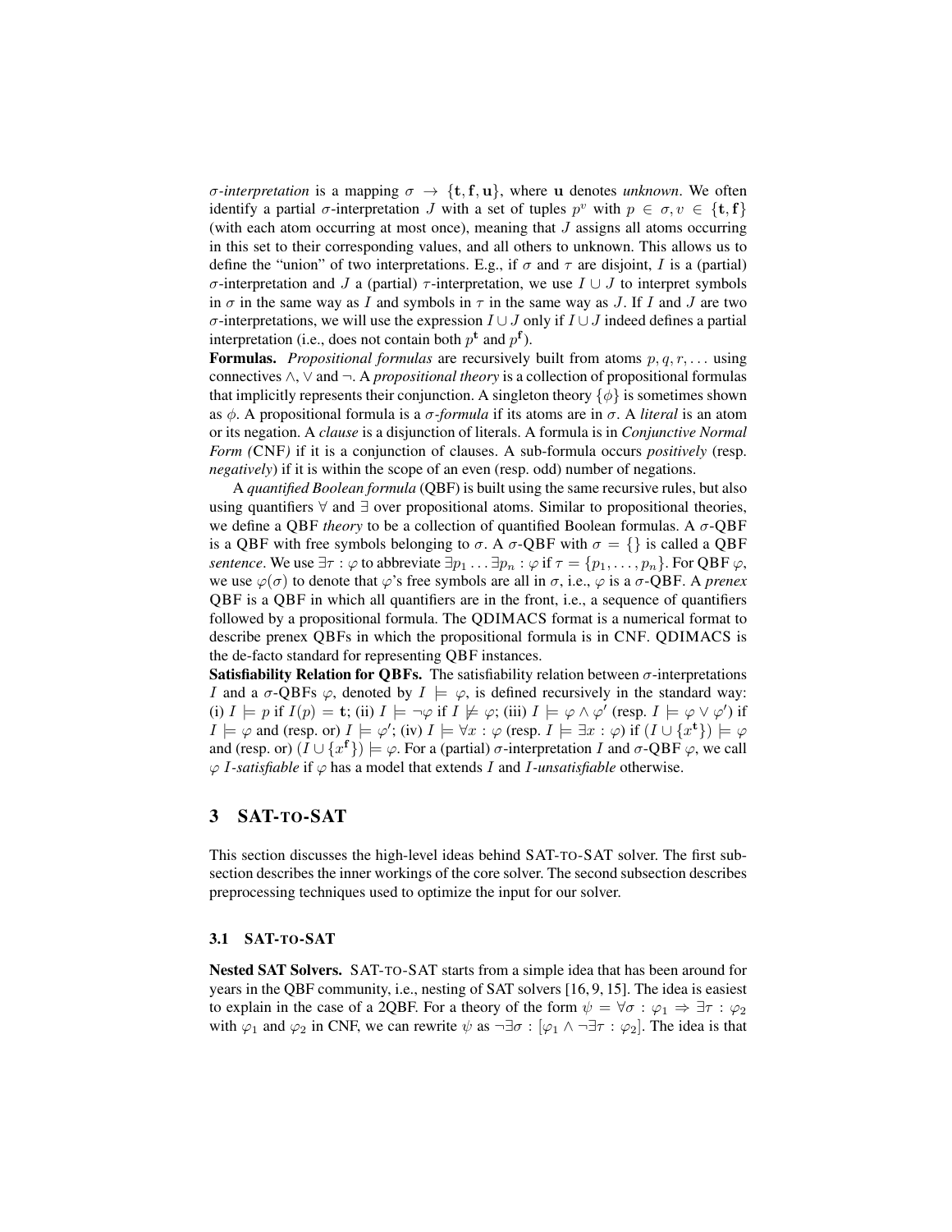$\sigma$*-interpretation* is a mapping $\sigma \rightarrow \{\mathbf{t}, \mathbf{f}, \mathbf{u}\}$, where $\mathbf{u}$ denotes *unknown*. We often identify a partial $\sigma$-interpretation $J$ with a set of tuples $p^v$ with $p \in \sigma, v \in \{\mathbf{t}, \mathbf{f}\}$ (with each atom occurring at most once), meaning that $J$ assigns all atoms occurring in this set to their corresponding values, and all others to unknown. This allows us to define the "union" of two interpretations. E.g., if $\sigma$ and $\tau$ are disjoint, $I$ is a (partial) $\sigma$-interpretation and $J$ a (partial) $\tau$-interpretation, we use $I \cup J$ to interpret symbols in $\sigma$ in the same way as $I$ and symbols in $\tau$ in the same way as $J$. If $I$ and $J$ are two $\sigma$-interpretations, we will use the expression $I \cup J$ only if $I \cup J$ indeed defines a partial interpretation (i.e., does not contain both $p^{\mathbf{t}}$ and $p^{\mathbf{f}}$).

**Formulas.** *Propositional formulas* are recursively built from atoms $p, q, r, \ldots$ using connectives $\wedge$, $\vee$ and $\neg$. A *propositional theory* is a collection of propositional formulas that implicitly represents their conjunction. A singleton theory $\{\phi\}$ is sometimes shown as $\phi$. A propositional formula is a $\sigma$*-formula* if its atoms are in $\sigma$. A *literal* is an atom or its negation. A *clause* is a disjunction of literals. A formula is in *Conjunctive Normal Form (*CNF*)* if it is a conjunction of clauses. A sub-formula occurs *positively* (resp. *negatively*) if it is within the scope of an even (resp. odd) number of negations.

A *quantified Boolean formula* (QBF) is built using the same recursive rules, but also using quantifiers $\forall$ and $\exists$ over propositional atoms. Similar to propositional theories, we define a QBF *theory* to be a collection of quantified Boolean formulas. A $\sigma$-QBF is a QBF with free symbols belonging to $\sigma$. A $\sigma$-QBF with $\sigma = \{\}$ is called a QBF *sentence*. We use $\exists \tau : \varphi$ to abbreviate $\exists p_1 \ldots \exists p_n : \varphi$ if $\tau = \{p_1, \ldots, p_n\}$. For QBF $\varphi$, we use $\varphi(\sigma)$ to denote that $\varphi$'s free symbols are all in $\sigma$, i.e., $\varphi$ is a $\sigma$-QBF. A *prenex* QBF is a QBF in which all quantifiers are in the front, i.e., a sequence of quantifiers followed by a propositional formula. The QDIMACS format is a numerical format to describe prenex QBFs in which the propositional formula is in CNF. QDIMACS is the de-facto standard for representing QBF instances.

**Satisfiability Relation for QBFs.** The satisfiability relation between $\sigma$-interpretations $I$ and a $\sigma$-QBFs $\varphi$, denoted by $I \models \varphi$, is defined recursively in the standard way: (i) $I \models p$ if $I(p) = \mathbf{t}$; (ii) $I \models \neg\varphi$ if $I \not\models \varphi$; (iii) $I \models \varphi \wedge \varphi'$ (resp. $I \models \varphi \vee \varphi'$) if $I \models \varphi$ and (resp. or) $I \models \varphi'$; (iv) $I \models \forall x : \varphi$ (resp. $I \models \exists x : \varphi$) if $(I \cup \{x^{\mathbf{t}}\}) \models \varphi$ and (resp. or) $(I \cup \{x^{\mathbf{f}}\}) \models \varphi$. For a (partial) $\sigma$-interpretation $I$ and $\sigma$-QBF $\varphi$, we call $\varphi$ $I$*-satisfiable* if $\varphi$ has a model that extends $I$ and $I$*-unsatisfiable* otherwise.

## 3 SAT-TO-SAT

This section discusses the high-level ideas behind SAT-TO-SAT solver. The first subsection describes the inner workings of the core solver. The second subsection describes preprocessing techniques used to optimize the input for our solver.

### 3.1 SAT-TO-SAT

**Nested SAT Solvers.** SAT-TO-SAT starts from a simple idea that has been around for years in the QBF community, i.e., nesting of SAT solvers [16, 9, 15]. The idea is easiest to explain in the case of a 2QBF. For a theory of the form $\psi = \forall \sigma : \varphi_1 \Rightarrow \exists \tau : \varphi_2$ with $\varphi_1$ and $\varphi_2$ in CNF, we can rewrite $\psi$ as $\neg \exists \sigma : [\varphi_1 \wedge \neg \exists \tau : \varphi_2]$. The idea is that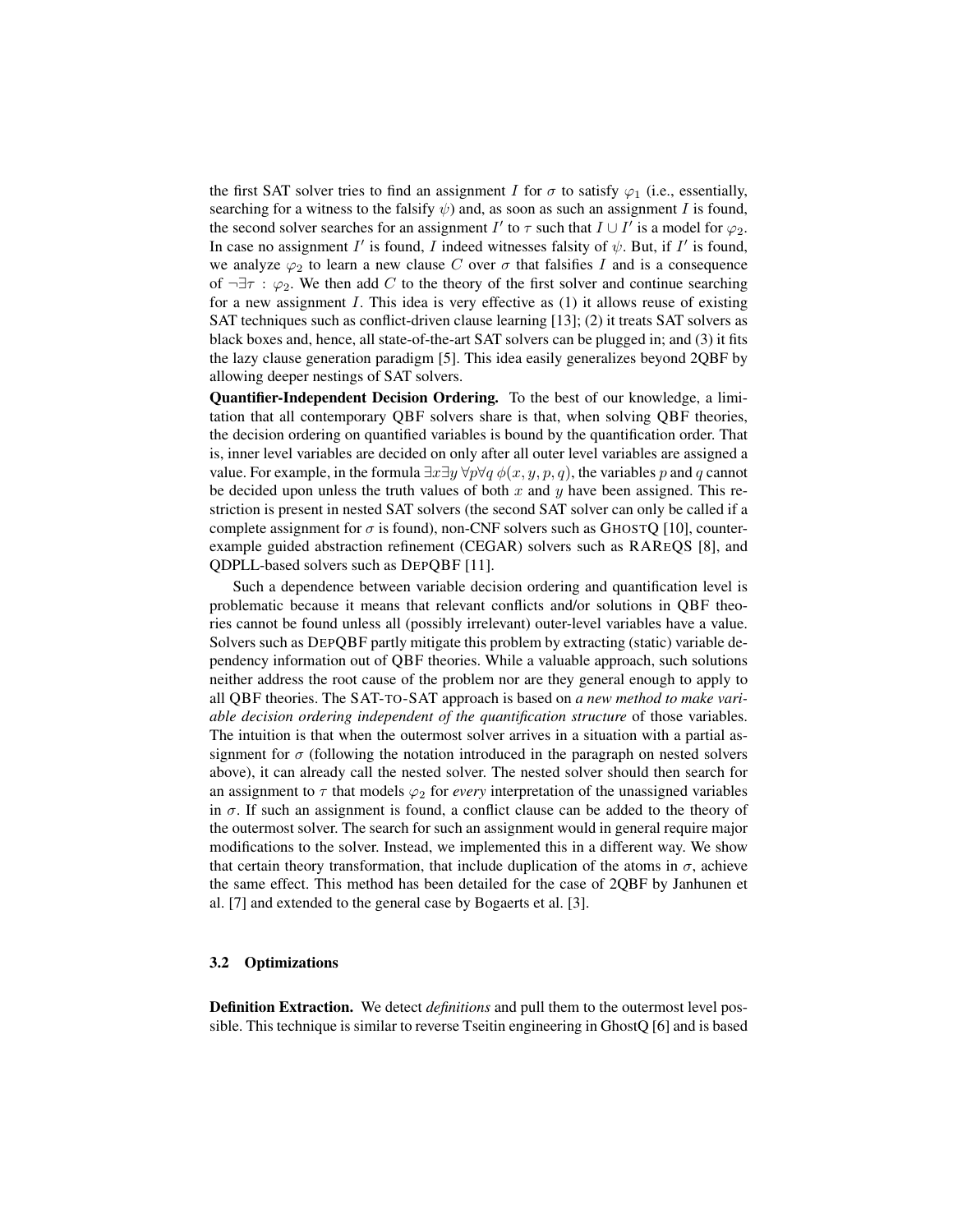the first SAT solver tries to find an assignment $I$ for $\sigma$ to satisfy $\varphi_1$ (i.e., essentially, searching for a witness to the falsify $\psi$) and, as soon as such an assignment $I$ is found, the second solver searches for an assignment $I'$ to $\tau$ such that $I \cup I'$ is a model for $\varphi_2$. In case no assignment $I'$ is found, $I$ indeed witnesses falsity of $\psi$. But, if $I'$ is found, we analyze $\varphi_2$ to learn a new clause $C$ over $\sigma$ that falsifies $I$ and is a consequence of $\neg\exists\tau : \varphi_2$. We then add $C$ to the theory of the first solver and continue searching for a new assignment $I$. This idea is very effective as (1) it allows reuse of existing SAT techniques such as conflict-driven clause learning [13]; (2) it treats SAT solvers as black boxes and, hence, all state-of-the-art SAT solvers can be plugged in; and (3) it fits the lazy clause generation paradigm [5]. This idea easily generalizes beyond 2QBF by allowing deeper nestings of SAT solvers.

**Quantifier-Independent Decision Ordering.** To the best of our knowledge, a limitation that all contemporary QBF solvers share is that, when solving QBF theories, the decision ordering on quantified variables is bound by the quantification order. That is, inner level variables are decided on only after all outer level variables are assigned a value. For example, in the formula $\exists x \exists y \, \forall p \forall q \, \phi(x, y, p, q)$, the variables $p$ and $q$ cannot be decided upon unless the truth values of both $x$ and $y$ have been assigned. This restriction is present in nested SAT solvers (the second SAT solver can only be called if a complete assignment for $\sigma$ is found), non-CNF solvers such as GHOSTQ [10], counterexample guided abstraction refinement (CEGAR) solvers such as RAREQS [8], and QDPLL-based solvers such as DEPQBF [11].

Such a dependence between variable decision ordering and quantification level is problematic because it means that relevant conflicts and/or solutions in QBF theories cannot be found unless all (possibly irrelevant) outer-level variables have a value. Solvers such as DEPQBF partly mitigate this problem by extracting (static) variable dependency information out of QBF theories. While a valuable approach, such solutions neither address the root cause of the problem nor are they general enough to apply to all QBF theories. The SAT-TO-SAT approach is based on *a new method to make variable decision ordering independent of the quantification structure* of those variables. The intuition is that when the outermost solver arrives in a situation with a partial assignment for $\sigma$ (following the notation introduced in the paragraph on nested solvers above), it can already call the nested solver. The nested solver should then search for an assignment to $\tau$ that models $\varphi_2$ for *every* interpretation of the unassigned variables in $\sigma$. If such an assignment is found, a conflict clause can be added to the theory of the outermost solver. The search for such an assignment would in general require major modifications to the solver. Instead, we implemented this in a different way. We show that certain theory transformation, that include duplication of the atoms in $\sigma$, achieve the same effect. This method has been detailed for the case of 2QBF by Janhunen et al. [7] and extended to the general case by Bogaerts et al. [3].

### 3.2 Optimizations

**Definition Extraction.** We detect *definitions* and pull them to the outermost level possible. This technique is similar to reverse Tseitin engineering in GhostQ [6] and is based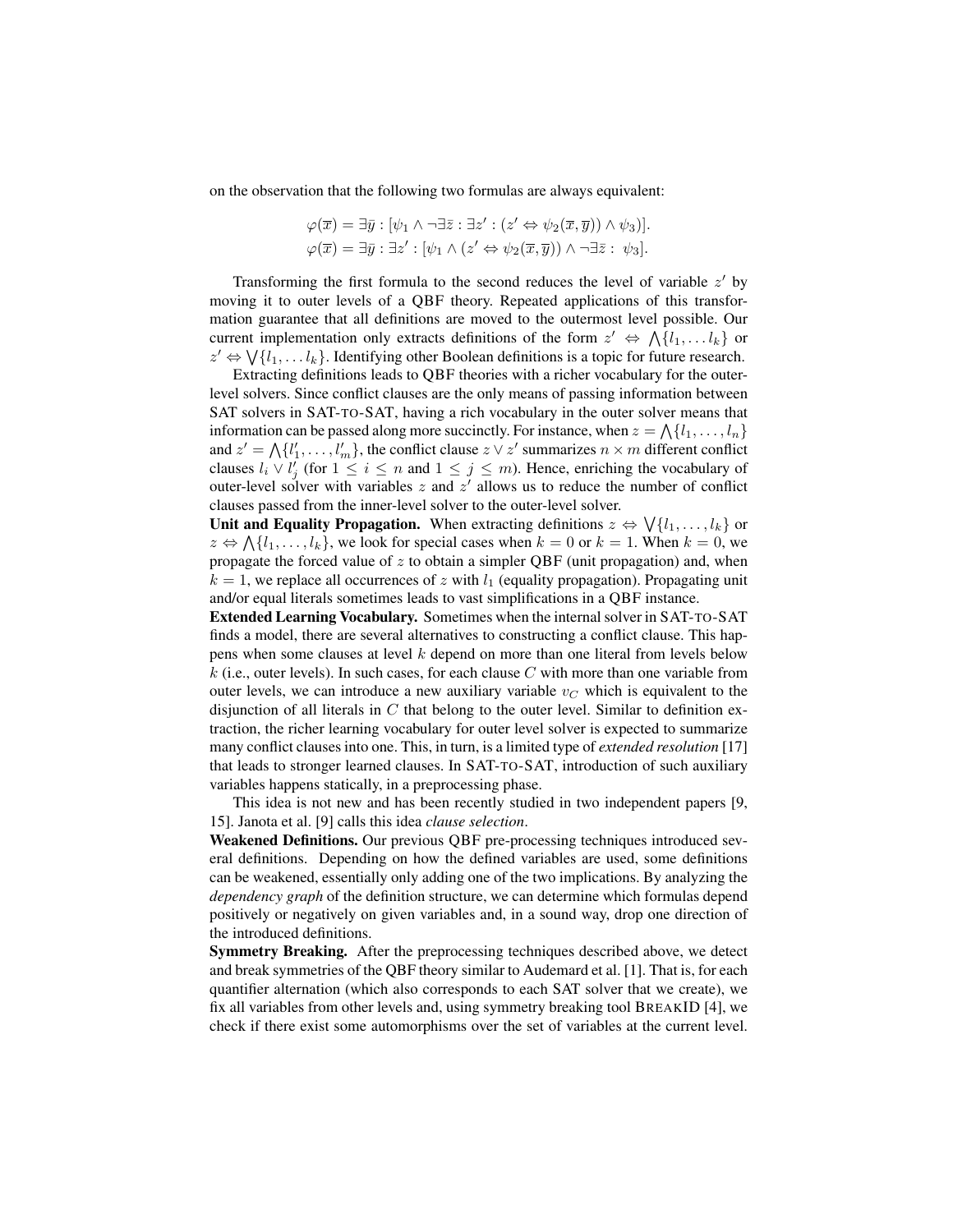on the observation that the following two formulas are always equivalent:

$$\varphi(\overline{x}) = \exists\overline{y} : [\psi_1 \wedge \neg\exists\overline{z} : \exists z' : (z' \Leftrightarrow \psi_2(\overline{x}, \overline{y})) \wedge \psi_3)].$$
$$\varphi(\overline{x}) = \exists\overline{y} : \exists z' : [\psi_1 \wedge (z' \Leftrightarrow \psi_2(\overline{x}, \overline{y})) \wedge \neg\exists\overline{z} : \; \psi_3].$$

Transforming the first formula to the second reduces the level of variable $z'$ by moving it to outer levels of a QBF theory. Repeated applications of this transformation guarantee that all definitions are moved to the outermost level possible. Our current implementation only extracts definitions of the form $z' \Leftrightarrow \bigwedge\{l_1, \ldots l_k\}$ or $z' \Leftrightarrow \bigvee\{l_1, \ldots l_k\}$. Identifying other Boolean definitions is a topic for future research.

Extracting definitions leads to QBF theories with a richer vocabulary for the outer-level solvers. Since conflict clauses are the only means of passing information between SAT solvers in SAT-TO-SAT, having a rich vocabulary in the outer solver means that information can be passed along more succinctly. For instance, when $z = \bigwedge\{l_1, \ldots, l_n\}$ and $z' = \bigwedge\{l'_1, \ldots, l'_m\}$, the conflict clause $z \vee z'$ summarizes $n \times m$ different conflict clauses $l_i \vee l'_j$ (for $1 \leq i \leq n$ and $1 \leq j \leq m$). Hence, enriching the vocabulary of outer-level solver with variables $z$ and $z'$ allows us to reduce the number of conflict clauses passed from the inner-level solver to the outer-level solver.

**Unit and Equality Propagation.** When extracting definitions $z \Leftrightarrow \bigvee\{l_1, \ldots, l_k\}$ or $z \Leftrightarrow \bigwedge\{l_1, \ldots, l_k\}$, we look for special cases when $k = 0$ or $k = 1$. When $k = 0$, we propagate the forced value of $z$ to obtain a simpler QBF (unit propagation) and, when $k = 1$, we replace all occurrences of $z$ with $l_1$ (equality propagation). Propagating unit and/or equal literals sometimes leads to vast simplifications in a QBF instance.

**Extended Learning Vocabulary.** Sometimes when the internal solver in SAT-TO-SAT finds a model, there are several alternatives to constructing a conflict clause. This happens when some clauses at level $k$ depend on more than one literal from levels below $k$ (i.e., outer levels). In such cases, for each clause $C$ with more than one variable from outer levels, we can introduce a new auxiliary variable $v_C$ which is equivalent to the disjunction of all literals in $C$ that belong to the outer level. Similar to definition extraction, the richer learning vocabulary for outer level solver is expected to summarize many conflict clauses into one. This, in turn, is a limited type of *extended resolution* [17] that leads to stronger learned clauses. In SAT-TO-SAT, introduction of such auxiliary variables happens statically, in a preprocessing phase.

This idea is not new and has been recently studied in two independent papers [9, 15]. Janota et al. [9] calls this idea *clause selection*.

**Weakened Definitions.** Our previous QBF pre-processing techniques introduced several definitions. Depending on how the defined variables are used, some definitions can be weakened, essentially only adding one of the two implications. By analyzing the *dependency graph* of the definition structure, we can determine which formulas depend positively or negatively on given variables and, in a sound way, drop one direction of the introduced definitions.

**Symmetry Breaking.** After the preprocessing techniques described above, we detect and break symmetries of the QBF theory similar to Audemard et al. [1]. That is, for each quantifier alternation (which also corresponds to each SAT solver that we create), we fix all variables from other levels and, using symmetry breaking tool BREAKID [4], we check if there exist some automorphisms over the set of variables at the current level.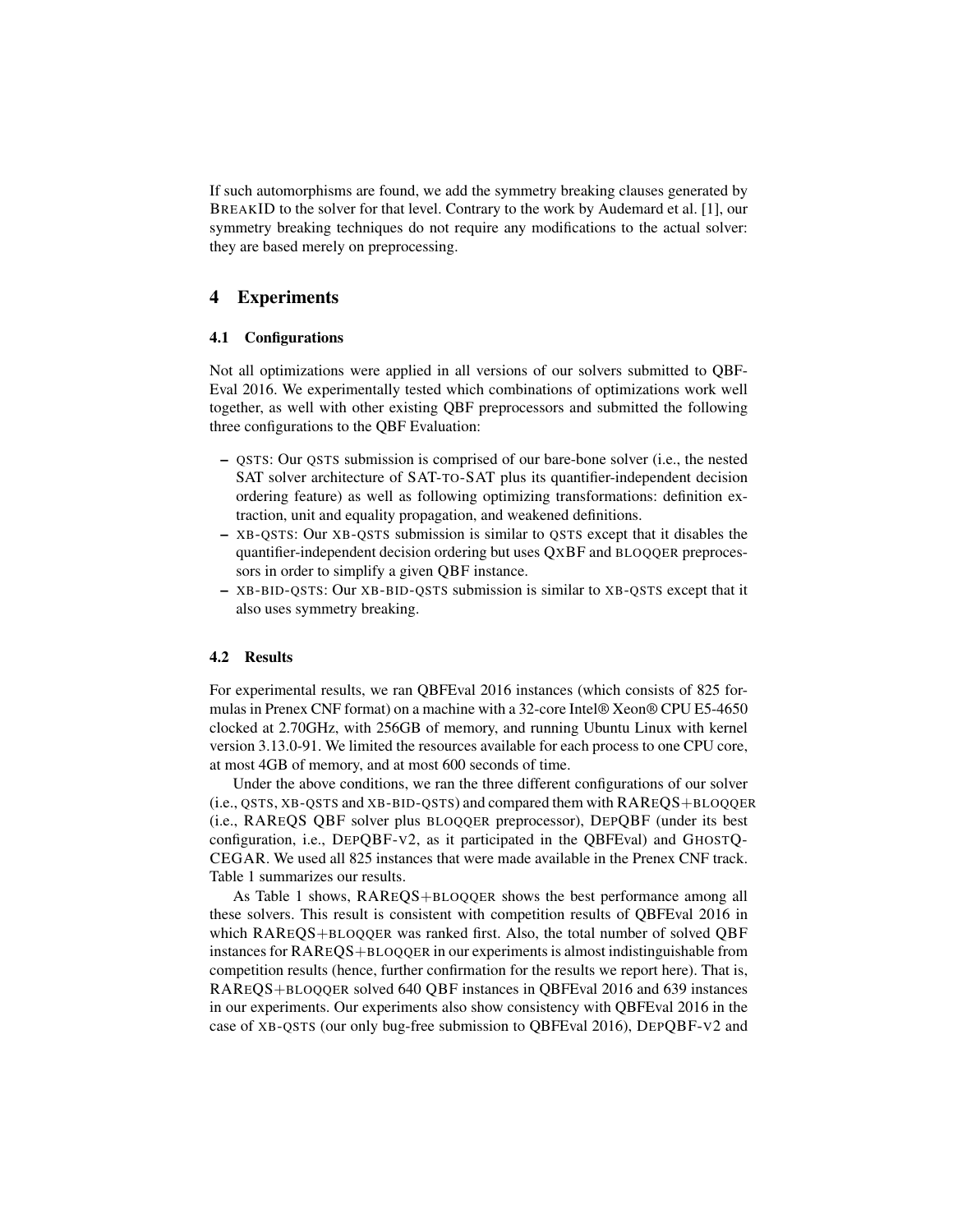If such automorphisms are found, we add the symmetry breaking clauses generated by BREAKID to the solver for that level. Contrary to the work by Audemard et al. [1], our symmetry breaking techniques do not require any modifications to the actual solver: they are based merely on preprocessing.

## 4 Experiments

### 4.1 Configurations

Not all optimizations were applied in all versions of our solvers submitted to QBF-Eval 2016. We experimentally tested which combinations of optimizations work well together, as well with other existing QBF preprocessors and submitted the following three configurations to the QBF Evaluation:

- QSTS: Our QSTS submission is comprised of our bare-bone solver (i.e., the nested SAT solver architecture of SAT-TO-SAT plus its quantifier-independent decision ordering feature) as well as following optimizing transformations: definition extraction, unit and equality propagation, and weakened definitions.
- XB-QSTS: Our XB-QSTS submission is similar to QSTS except that it disables the quantifier-independent decision ordering but uses QXBF and BLOQQER preprocessors in order to simplify a given QBF instance.
- XB-BID-QSTS: Our XB-BID-QSTS submission is similar to XB-QSTS except that it also uses symmetry breaking.

### 4.2 Results

For experimental results, we ran QBFEval 2016 instances (which consists of 825 formulas in Prenex CNF format) on a machine with a 32-core Intel® Xeon® CPU E5-4650 clocked at 2.70GHz, with 256GB of memory, and running Ubuntu Linux with kernel version 3.13.0-91. We limited the resources available for each process to one CPU core, at most 4GB of memory, and at most 600 seconds of time.

Under the above conditions, we ran the three different configurations of our solver (i.e., QSTS, XB-QSTS and XB-BID-QSTS) and compared them with RAREQS+BLOQQER (i.e., RAREQS QBF solver plus BLOQQER preprocessor), DEPQBF (under its best configuration, i.e., DEPQBF-V2, as it participated in the QBFEval) and GHOSTQ-CEGAR. We used all 825 instances that were made available in the Prenex CNF track. Table 1 summarizes our results.

As Table 1 shows, RAREQS+BLOQQER shows the best performance among all these solvers. This result is consistent with competition results of QBFEval 2016 in which RAREQS+BLOQQER was ranked first. Also, the total number of solved QBF instances for RAREQS+BLOQQER in our experiments is almost indistinguishable from competition results (hence, further confirmation for the results we report here). That is, RAREQS+BLOQQER solved 640 QBF instances in QBFEval 2016 and 639 instances in our experiments. Our experiments also show consistency with QBFEval 2016 in the case of XB-QSTS (our only bug-free submission to QBFEval 2016), DEPQBF-V2 and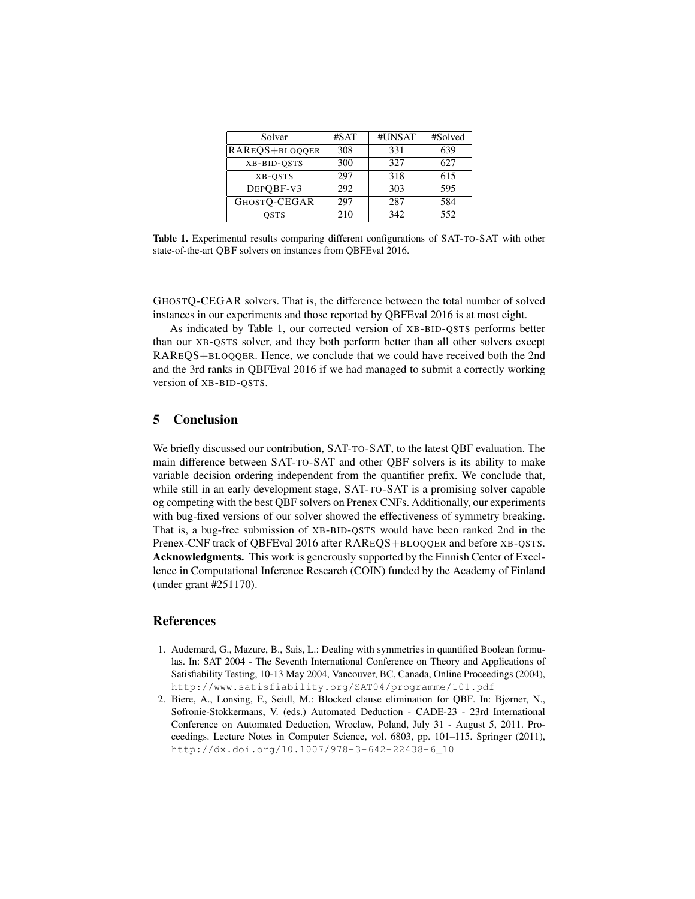| Solver | #SAT | #UNSAT | #Solved |
| --- | --- | --- | --- |
| RAREQS+BLOQQER | 308 | 331 | 639 |
| XB-BID-QSTS | 300 | 327 | 627 |
| XB-QSTS | 297 | 318 | 615 |
| DEPQBF-V3 | 292 | 303 | 595 |
| GHOSTQ-CEGAR | 297 | 287 | 584 |
| QSTS | 210 | 342 | 552 |

**Table 1.** Experimental results comparing different configurations of SAT-TO-SAT with other state-of-the-art QBF solvers on instances from QBFEval 2016.

GHOSTQ-CEGAR solvers. That is, the difference between the total number of solved instances in our experiments and those reported by QBFEval 2016 is at most eight.

As indicated by Table 1, our corrected version of XB-BID-QSTS performs better than our XB-QSTS solver, and they both perform better than all other solvers except RAREQS+BLOQQER. Hence, we conclude that we could have received both the 2nd and the 3rd ranks in QBFEval 2016 if we had managed to submit a correctly working version of XB-BID-QSTS.

## 5 Conclusion

We briefly discussed our contribution, SAT-TO-SAT, to the latest QBF evaluation. The main difference between SAT-TO-SAT and other QBF solvers is its ability to make variable decision ordering independent from the quantifier prefix. We conclude that, while still in an early development stage, SAT-TO-SAT is a promising solver capable og competing with the best QBF solvers on Prenex CNFs. Additionally, our experiments with bug-fixed versions of our solver showed the effectiveness of symmetry breaking. That is, a bug-free submission of XB-BID-QSTS would have been ranked 2nd in the Prenex-CNF track of QBFEval 2016 after RAREQS+BLOQQER and before XB-QSTS.
**Acknowledgments.** This work is generously supported by the Finnish Center of Excellence in Computational Inference Research (COIN) funded by the Academy of Finland (under grant #251170).

## References

1. Audemard, G., Mazure, B., Sais, L.: Dealing with symmetries in quantified Boolean formulas. In: SAT 2004 - The Seventh International Conference on Theory and Applications of Satisfiability Testing, 10-13 May 2004, Vancouver, BC, Canada, Online Proceedings (2004), http://www.satisfiability.org/SAT04/programme/101.pdf
2. Biere, A., Lonsing, F., Seidl, M.: Blocked clause elimination for QBF. In: Bjørner, N., Sofronie-Stokkermans, V. (eds.) Automated Deduction - CADE-23 - 23rd International Conference on Automated Deduction, Wroclaw, Poland, July 31 - August 5, 2011. Proceedings. Lecture Notes in Computer Science, vol. 6803, pp. 101–115. Springer (2011), http://dx.doi.org/10.1007/978-3-642-22438-6_10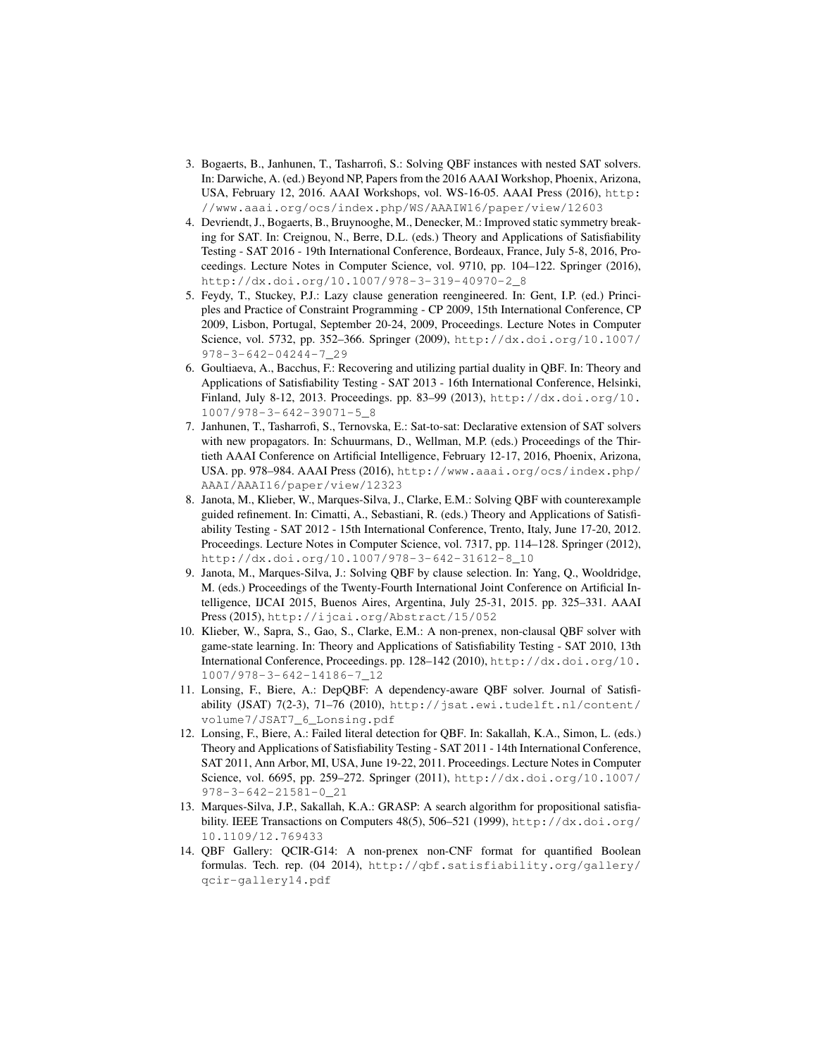3. Bogaerts, B., Janhunen, T., Tasharrofi, S.: Solving QBF instances with nested SAT solvers. In: Darwiche, A. (ed.) Beyond NP, Papers from the 2016 AAAI Workshop, Phoenix, Arizona, USA, February 12, 2016. AAAI Workshops, vol. WS-16-05. AAAI Press (2016), http://www.aaai.org/ocs/index.php/WS/AAAIW16/paper/view/12603
4. Devriendt, J., Bogaerts, B., Bruynooghe, M., Denecker, M.: Improved static symmetry breaking for SAT. In: Creignou, N., Berre, D.L. (eds.) Theory and Applications of Satisfiability Testing - SAT 2016 - 19th International Conference, Bordeaux, France, July 5-8, 2016, Proceedings. Lecture Notes in Computer Science, vol. 9710, pp. 104–122. Springer (2016), http://dx.doi.org/10.1007/978-3-319-40970-2_8
5. Feydy, T., Stuckey, P.J.: Lazy clause generation reengineered. In: Gent, I.P. (ed.) Principles and Practice of Constraint Programming - CP 2009, 15th International Conference, CP 2009, Lisbon, Portugal, September 20-24, 2009, Proceedings. Lecture Notes in Computer Science, vol. 5732, pp. 352–366. Springer (2009), http://dx.doi.org/10.1007/978-3-642-04244-7_29
6. Goultiaeva, A., Bacchus, F.: Recovering and utilizing partial duality in QBF. In: Theory and Applications of Satisfiability Testing - SAT 2013 - 16th International Conference, Helsinki, Finland, July 8-12, 2013. Proceedings. pp. 83–99 (2013), http://dx.doi.org/10.1007/978-3-642-39071-5_8
7. Janhunen, T., Tasharrofi, S., Ternovska, E.: Sat-to-sat: Declarative extension of SAT solvers with new propagators. In: Schuurmans, D., Wellman, M.P. (eds.) Proceedings of the Thirtieth AAAI Conference on Artificial Intelligence, February 12-17, 2016, Phoenix, Arizona, USA. pp. 978–984. AAAI Press (2016), http://www.aaai.org/ocs/index.php/AAAI/AAAI16/paper/view/12323
8. Janota, M., Klieber, W., Marques-Silva, J., Clarke, E.M.: Solving QBF with counterexample guided refinement. In: Cimatti, A., Sebastiani, R. (eds.) Theory and Applications of Satisfiability Testing - SAT 2012 - 15th International Conference, Trento, Italy, June 17-20, 2012. Proceedings. Lecture Notes in Computer Science, vol. 7317, pp. 114–128. Springer (2012), http://dx.doi.org/10.1007/978-3-642-31612-8_10
9. Janota, M., Marques-Silva, J.: Solving QBF by clause selection. In: Yang, Q., Wooldridge, M. (eds.) Proceedings of the Twenty-Fourth International Joint Conference on Artificial Intelligence, IJCAI 2015, Buenos Aires, Argentina, July 25-31, 2015. pp. 325–331. AAAI Press (2015), http://ijcai.org/Abstract/15/052
10. Klieber, W., Sapra, S., Gao, S., Clarke, E.M.: A non-prenex, non-clausal QBF solver with game-state learning. In: Theory and Applications of Satisfiability Testing - SAT 2010, 13th International Conference, Proceedings. pp. 128–142 (2010), http://dx.doi.org/10.1007/978-3-642-14186-7_12
11. Lonsing, F., Biere, A.: DepQBF: A dependency-aware QBF solver. Journal of Satisfiability (JSAT) 7(2-3), 71–76 (2010), http://jsat.ewi.tudelft.nl/content/volume7/JSAT7_6_Lonsing.pdf
12. Lonsing, F., Biere, A.: Failed literal detection for QBF. In: Sakallah, K.A., Simon, L. (eds.) Theory and Applications of Satisfiability Testing - SAT 2011 - 14th International Conference, SAT 2011, Ann Arbor, MI, USA, June 19-22, 2011. Proceedings. Lecture Notes in Computer Science, vol. 6695, pp. 259–272. Springer (2011), http://dx.doi.org/10.1007/978-3-642-21581-0_21
13. Marques-Silva, J.P., Sakallah, K.A.: GRASP: A search algorithm for propositional satisfiability. IEEE Transactions on Computers 48(5), 506–521 (1999), http://dx.doi.org/10.1109/12.769433
14. QBF Gallery: QCIR-G14: A non-prenex non-CNF format for quantified Boolean formulas. Tech. rep. (04 2014), http://qbf.satisfiability.org/gallery/qcir-gallery14.pdf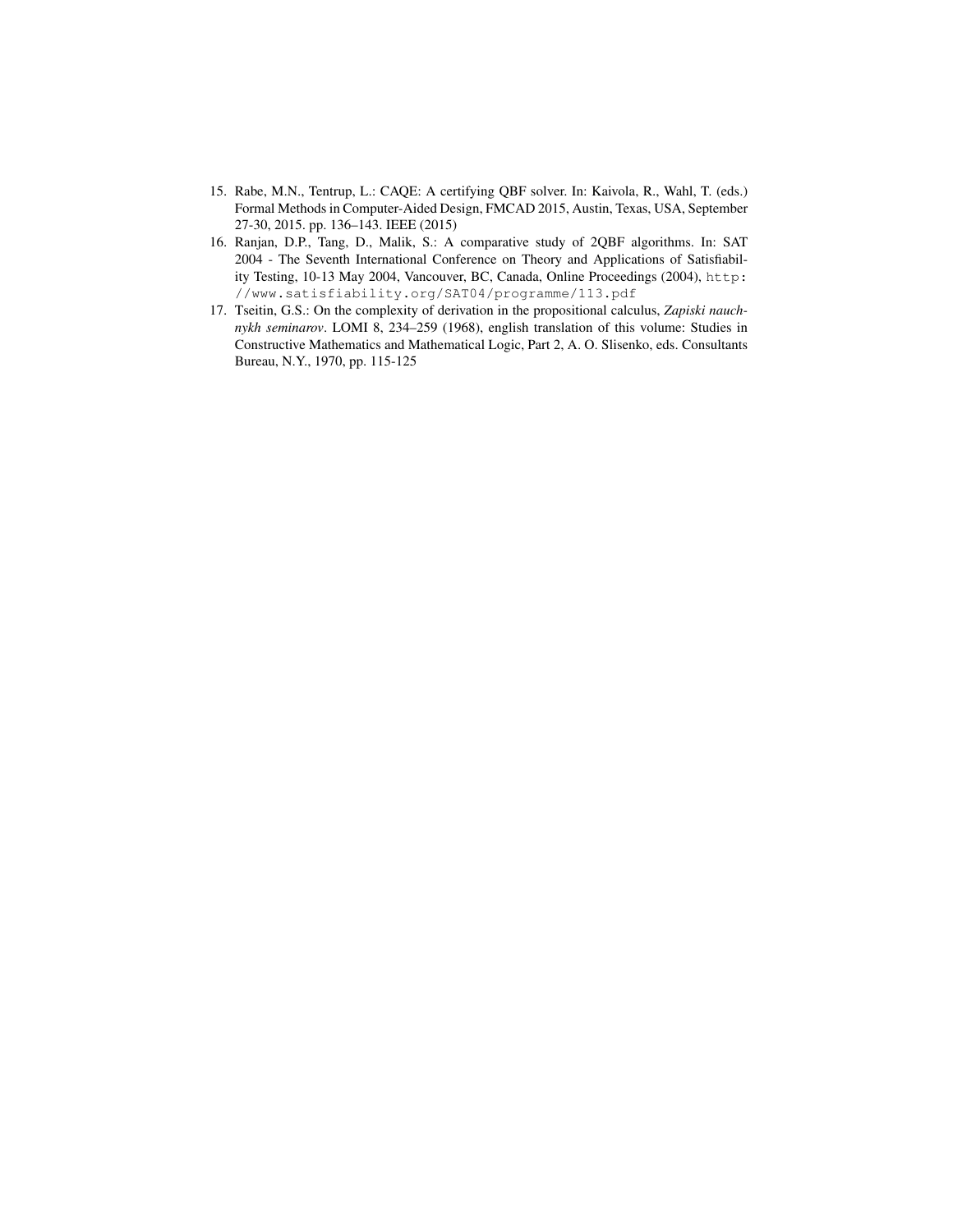15. Rabe, M.N., Tentrup, L.: CAQE: A certifying QBF solver. In: Kaivola, R., Wahl, T. (eds.) Formal Methods in Computer-Aided Design, FMCAD 2015, Austin, Texas, USA, September 27-30, 2015. pp. 136–143. IEEE (2015)
16. Ranjan, D.P., Tang, D., Malik, S.: A comparative study of 2QBF algorithms. In: SAT 2004 - The Seventh International Conference on Theory and Applications of Satisfiability Testing, 10-13 May 2004, Vancouver, BC, Canada, Online Proceedings (2004), http://www.satisfiability.org/SAT04/programme/113.pdf
17. Tseitin, G.S.: On the complexity of derivation in the propositional calculus, *Zapiski nauchnykh seminarov*. LOMI 8, 234–259 (1968), english translation of this volume: Studies in Constructive Mathematics and Mathematical Logic, Part 2, A. O. Slisenko, eds. Consultants Bureau, N.Y., 1970, pp. 115-125